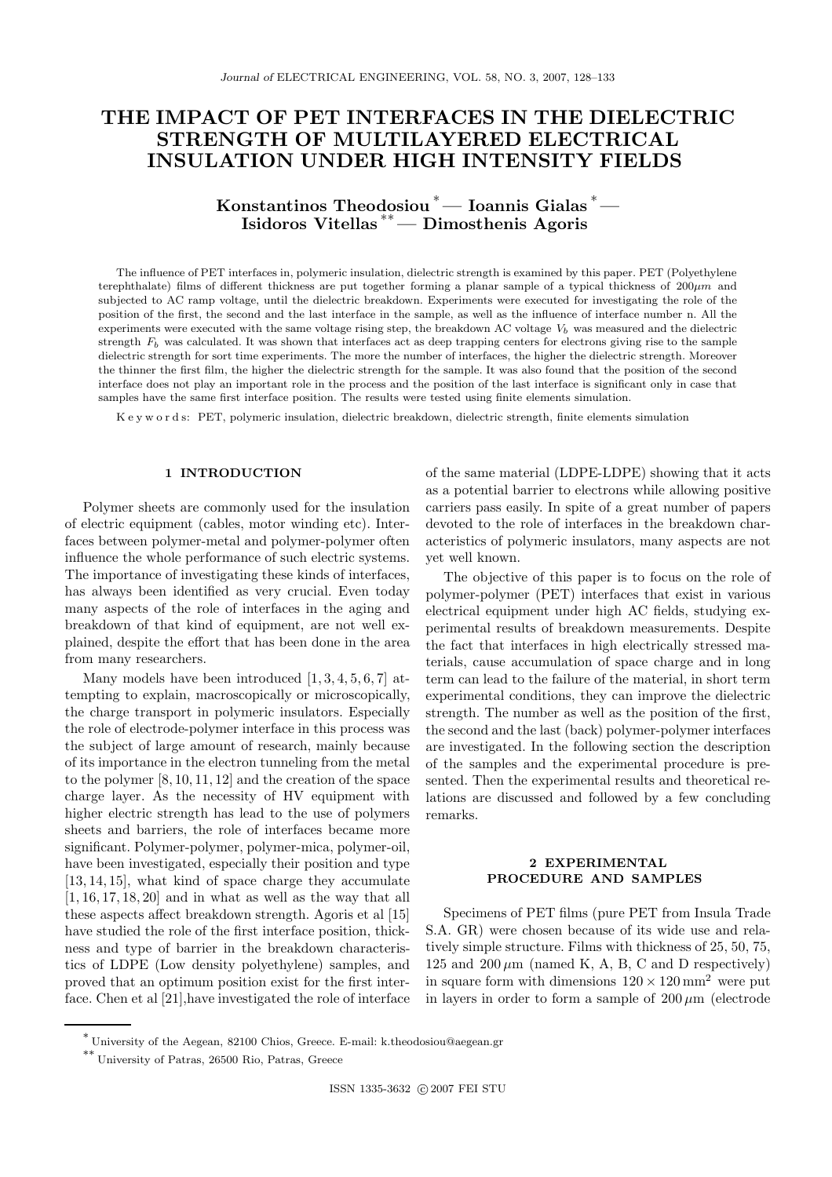# THE IMPACT OF PET INTERFACES IN THE DIELECTRIC STRENGTH OF MULTILAYERED ELECTRICAL INSULATION UNDER HIGH INTENSITY FIELDS

**Konstantinos Theodosiou** [*] — **Ioannis Gialas** [*] — **Isidoros Vitellas** [**] — **Dimosthenis Agoris**

The influence of PET interfaces in, polymeric insulation, dielectric strength is examined by this paper. PET (Polyethylene terephthalate) films of different thickness are put together forming a planar sample of a typical thickness of $200\mu m$ and subjected to AC ramp voltage, until the dielectric breakdown. Experiments were executed for investigating the role of the position of the first, the second and the last interface in the sample, as well as the influence of interface number n. All the experiments were executed with the same voltage rising step, the breakdown AC voltage $V_b$ was measured and the dielectric strength $F_b$ was calculated. It was shown that interfaces act as deep trapping centers for electrons giving rise to the sample dielectric strength for sort time experiments. The more the number of interfaces, the higher the dielectric strength. Moreover the thinner the first film, the higher the dielectric strength for the sample. It was also found that the position of the second interface does not play an important role in the process and the position of the last interface is significant only in case that samples have the same first interface position. The results were tested using finite elements simulation.

Keywords: PET, polymeric insulation, dielectric breakdown, dielectric strength, finite elements simulation

## 1 INTRODUCTION

Polymer sheets are commonly used for the insulation of electric equipment (cables, motor winding etc). Interfaces between polymer-metal and polymer-polymer often influence the whole performance of such electric systems. The importance of investigating these kinds of interfaces, has always been identified as very crucial. Even today many aspects of the role of interfaces in the aging and breakdown of that kind of equipment, are not well explained, despite the effort that has been done in the area from many researchers.

Many models have been introduced [1, 3, 4, 5, 6, 7] attempting to explain, macroscopically or microscopically, the charge transport in polymeric insulators. Especially the role of electrode-polymer interface in this process was the subject of large amount of research, mainly because of its importance in the electron tunneling from the metal to the polymer [8, 10, 11, 12] and the creation of the space charge layer. As the necessity of HV equipment with higher electric strength has lead to the use of polymers sheets and barriers, the role of interfaces became more significant. Polymer-polymer, polymer-mica, polymer-oil, have been investigated, especially their position and type [13, 14, 15], what kind of space charge they accumulate [1, 16, 17, 18, 20] and in what as well as the way that all these aspects affect breakdown strength. Agoris et al [15] have studied the role of the first interface position, thickness and type of barrier in the breakdown characteristics of LDPE (Low density polyethylene) samples, and proved that an optimum position exist for the first interface. Chen et al [21],have investigated the role of interface of the same material (LDPE-LDPE) showing that it acts as a potential barrier to electrons while allowing positive carriers pass easily. In spite of a great number of papers devoted to the role of interfaces in the breakdown characteristics of polymeric insulators, many aspects are not yet well known.

The objective of this paper is to focus on the role of polymer-polymer (PET) interfaces that exist in various electrical equipment under high AC fields, studying experimental results of breakdown measurements. Despite the fact that interfaces in high electrically stressed materials, cause accumulation of space charge and in long term can lead to the failure of the material, in short term experimental conditions, they can improve the dielectric strength. The number as well as the position of the first, the second and the last (back) polymer-polymer interfaces are investigated. In the following section the description of the samples and the experimental procedure is presented. Then the experimental results and theoretical relations are discussed and followed by a few concluding remarks.

## 2 EXPERIMENTAL PROCEDURE AND SAMPLES

Specimens of PET films (pure PET from Insula Trade S.A. GR) were chosen because of its wide use and relatively simple structure. Films with thickness of 25, 50, 75, 125 and $200\,\mu m$ (named K, A, B, C and D respectively) in square form with dimensions $120 \times 120\,mm^2$ were put in layers in order to form a sample of $200\,\mu m$ (electrode

[*] University of the Aegean, 82100 Chios, Greece. E-mail: k.theodosiou@aegean.gr

[**] University of Patras, 26500 Rio, Patras, Greece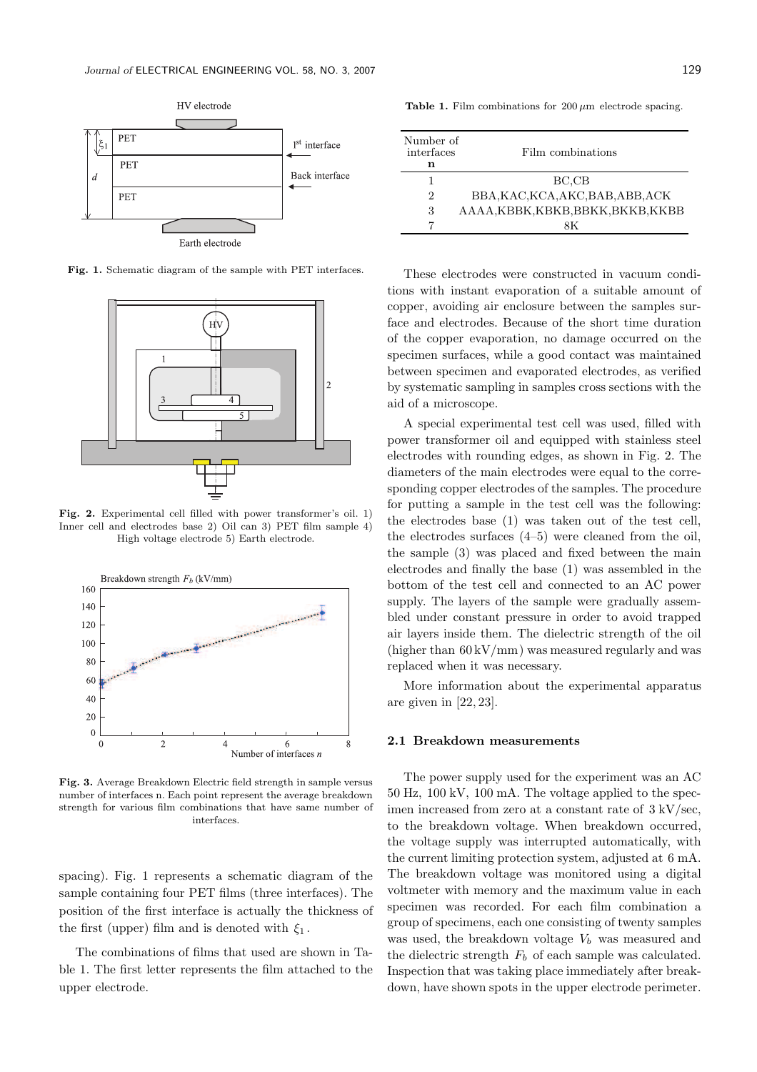Fig. 1. Schematic diagram of the sample with PET interfaces.

Fig. 2. Experimental cell filled with power transformer's oil. 1) Inner cell and electrodes base 2) Oil can 3) PET film sample 4) High voltage electrode 5) Earth electrode.

Fig. 3. Average Breakdown Electric field strength in sample versus number of interfaces n. Each point represent the average breakdown strength for various film combinations that have same number of interfaces.

spacing). Fig. 1 represents a schematic diagram of the sample containing four PET films (three interfaces). The position of the first interface is actually the thickness of the first (upper) film and is denoted with $\xi_1$.

The combinations of films that used are shown in Table 1. The first letter represents the film attached to the upper electrode.

**Table 1.** Film combinations for $200\,\mu$m electrode spacing.

| Number of interfaces **n** | Film combinations |
|---|---|
| 1 | BC,CB |
| 2 | BBA,KAC,KCA,AKC,BAB,ABB,ACK |
| 3 | AAAA,KBBK,KBKB,BBKK,BKKB,KKBB |
| 7 | 8K |

These electrodes were constructed in vacuum conditions with instant evaporation of a suitable amount of copper, avoiding air enclosure between the samples surface and electrodes. Because of the short time duration of the copper evaporation, no damage occurred on the specimen surfaces, while a good contact was maintained between specimen and evaporated electrodes, as verified by systematic sampling in samples cross sections with the aid of a microscope.

A special experimental test cell was used, filled with power transformer oil and equipped with stainless steel electrodes with rounding edges, as shown in Fig. 2. The diameters of the main electrodes were equal to the corresponding copper electrodes of the samples. The procedure for putting a sample in the test cell was the following: the electrodes base (1) was taken out of the test cell, the electrodes surfaces (4–5) were cleaned from the oil, the sample (3) was placed and fixed between the main electrodes and finally the base (1) was assembled in the bottom of the test cell and connected to an AC power supply. The layers of the sample were gradually assembled under constant pressure in order to avoid trapped air layers inside them. The dielectric strength of the oil (higher than 60 kV/mm) was measured regularly and was replaced when it was necessary.

More information about the experimental apparatus are given in [22, 23].

### 2.1 Breakdown measurements

The power supply used for the experiment was an AC 50 Hz, 100 kV, 100 mA. The voltage applied to the specimen increased from zero at a constant rate of 3 kV/sec, to the breakdown voltage. When breakdown occurred, the voltage supply was interrupted automatically, with the current limiting protection system, adjusted at 6 mA. The breakdown voltage was monitored using a digital voltmeter with memory and the maximum value in each specimen was recorded. For each film combination a group of specimens, each one consisting of twenty samples was used, the breakdown voltage $V_b$ was measured and the dielectric strength $F_b$ of each sample was calculated. Inspection that was taking place immediately after breakdown, have shown spots in the upper electrode perimeter.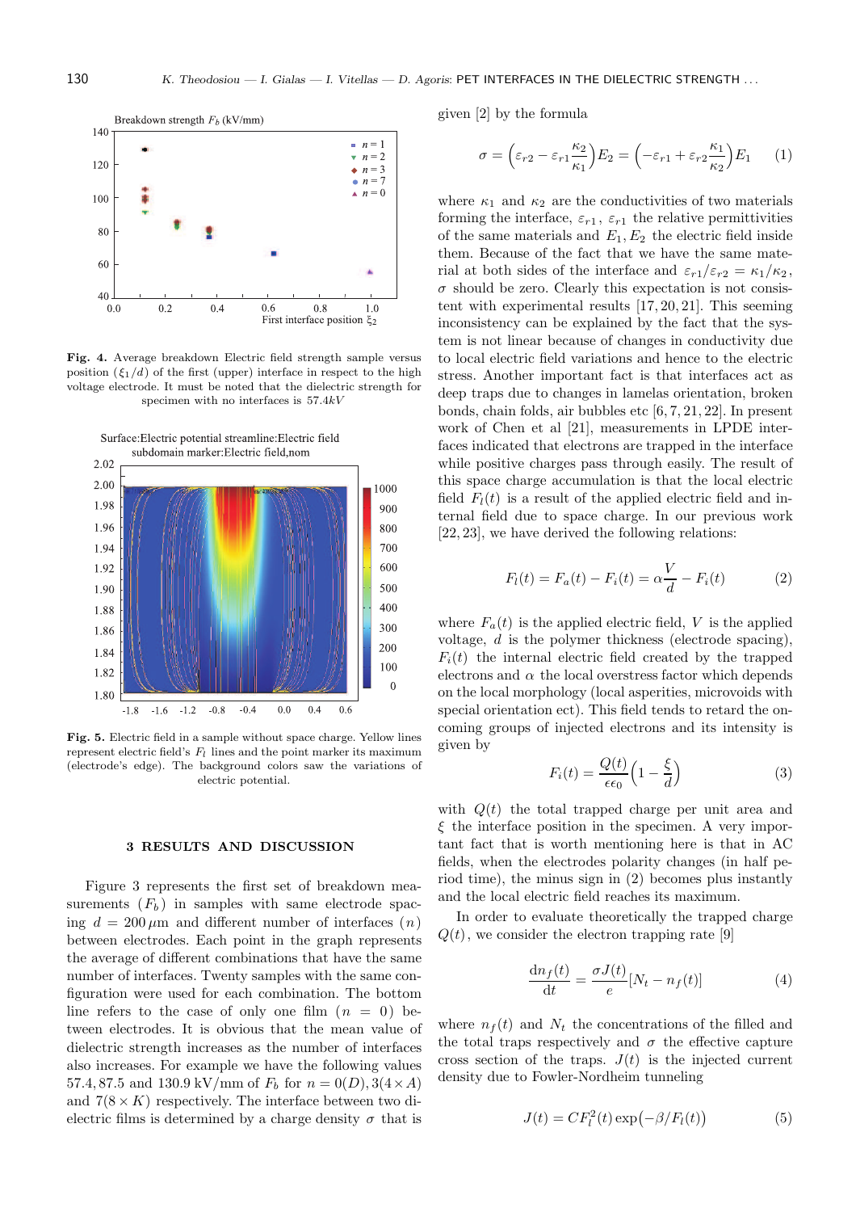**Fig. 4.** Average breakdown Electric field strength sample versus position ($\xi_1/d$) of the first (upper) interface in respect to the high voltage electrode. It must be noted that the dielectric strength for specimen with no interfaces is 57.4$kV$

**Fig. 5.** Electric field in a sample without space charge. Yellow lines represent electric field's $F_l$ lines and the point marker its maximum (electrode's edge). The background colors saw the variations of electric potential.

## 3 RESULTS AND DISCUSSION

Figure 3 represents the first set of breakdown measurements ($F_b$) in samples with same electrode spacing $d = 200\,\mu$m and different number of interfaces ($n$) between electrodes. Each point in the graph represents the average of different combinations that have the same number of interfaces. Twenty samples with the same configuration were used for each combination. The bottom line refers to the case of only one film ($n = 0$) between electrodes. It is obvious that the mean value of dielectric strength increases as the number of interfaces also increases. For example we have the following values 57.4, 87.5 and 130.9 kV/mm of $F_b$ for $n = 0(D), 3(4 \times A)$ and $7(8 \times K)$ respectively. The interface between two dielectric films is determined by a charge density $\sigma$ that is given [2] by the formula

$$\sigma = \Big(\varepsilon_{r2} - \varepsilon_{r1}\frac{\kappa_2}{\kappa_1}\Big)E_2 = \Big(-\varepsilon_{r1} + \varepsilon_{r2}\frac{\kappa_1}{\kappa_2}\Big)E_1 \qquad (1)$$

where $\kappa_1$ and $\kappa_2$ are the conductivities of two materials forming the interface, $\varepsilon_{r1}$, $\varepsilon_{r1}$ the relative permittivities of the same materials and $E_1, E_2$ the electric field inside them. Because of the fact that we have the same material at both sides of the interface and $\varepsilon_{r1}/\varepsilon_{r2} = \kappa_1/\kappa_2$, $\sigma$ should be zero. Clearly this expectation is not consistent with experimental results [17, 20, 21]. This seeming inconsistency can be explained by the fact that the system is not linear because of changes in conductivity due to local electric field variations and hence to the electric stress. Another important fact is that interfaces act as deep traps due to changes in lamelas orientation, broken bonds, chain folds, air bubbles etc [6, 7, 21, 22]. In present work of Chen et al [21], measurements in LPDE interfaces indicated that electrons are trapped in the interface while positive charges pass through easily. The result of this space charge accumulation is that the local electric field $F_l(t)$ is a result of the applied electric field and internal field due to space charge. In our previous work [22, 23], we have derived the following relations:

$$F_l(t) = F_a(t) - F_i(t) = \alpha\frac{V}{d} - F_i(t) \qquad (2)$$

where $F_a(t)$ is the applied electric field, $V$ is the applied voltage, $d$ is the polymer thickness (electrode spacing), $F_i(t)$ the internal electric field created by the trapped electrons and $\alpha$ the local overstress factor which depends on the local morphology (local asperities, microvoids with special orientation ect). This field tends to retard the oncoming groups of injected electrons and its intensity is given by

$$F_i(t) = \frac{Q(t)}{\epsilon\epsilon_0}\Big(1 - \frac{\xi}{d}\Big) \qquad (3)$$

with $Q(t)$ the total trapped charge per unit area and $\xi$ the interface position in the specimen. A very important fact worth mentioning here is that in AC fields, when the electrodes polarity changes (in half period time), the minus sign in (2) becomes plus instantly and the local electric field reaches its maximum.

In order to evaluate theoretically the trapped charge $Q(t)$, we consider the electron trapping rate [9]

$$\frac{\mathrm{d}n_f(t)}{\mathrm{d}t} = \frac{\sigma J(t)}{e}[N_t - n_f(t)] \qquad (4)$$

where $n_f(t)$ and $N_t$ the concentrations of the filled and the total traps respectively and $\sigma$ the effective capture cross section of the traps. $J(t)$ is the injected current density due to Fowler-Nordheim tunneling

$$J(t) = CF_l^2(t)\exp\big(-\beta/F_l(t)\big) \qquad (5)$$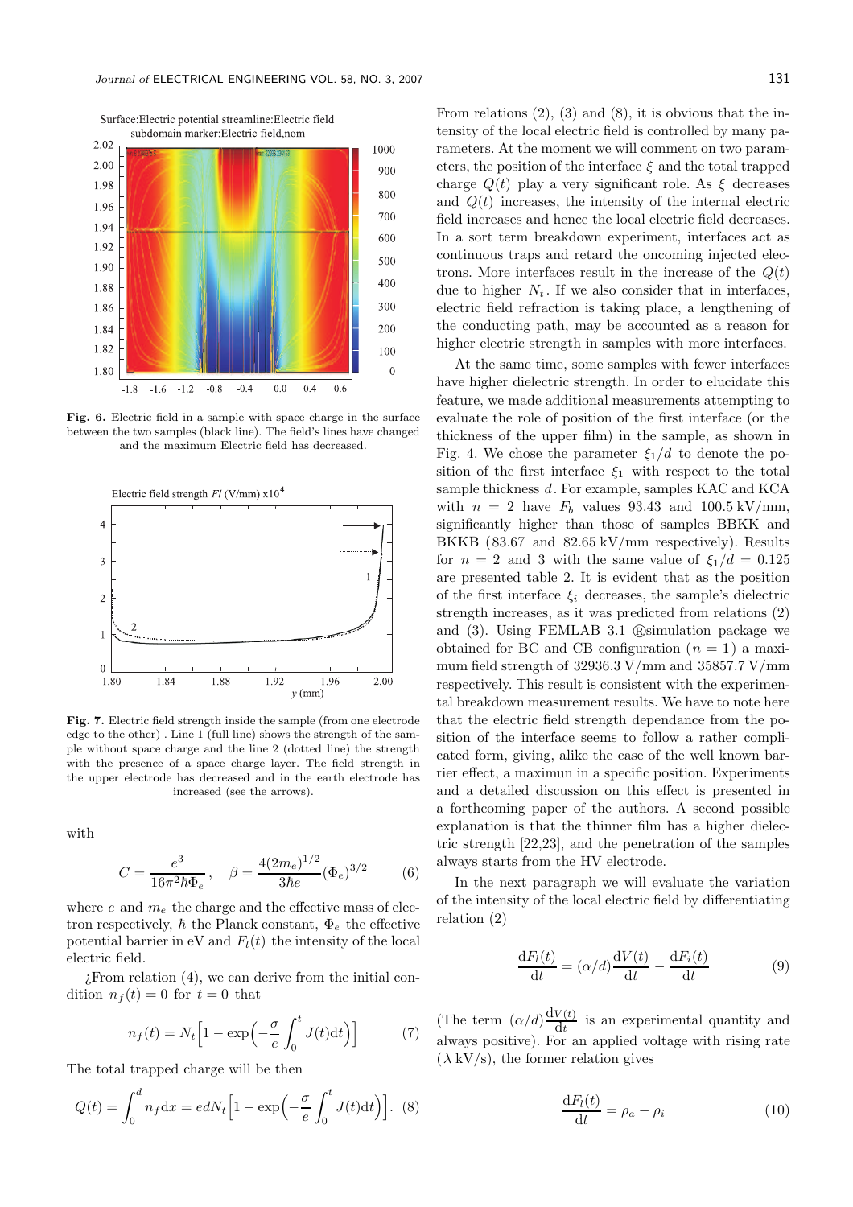Fig. 6. Electric field in a sample with space charge in the surface between the two samples (black line). The field's lines have changed and the maximum Electric field has decreased.

Fig. 7. Electric field strength inside the sample (from one electrode edge to the other) . Line 1 (full line) shows the strength of the sample without space charge and the line 2 (dotted line) the strength with the presence of a space charge layer. The field strength in the upper electrode has decreased and in the earth electrode has increased (see the arrows).

with

$$C = \frac{e^3}{16\pi^2\hbar\Phi_e}, \quad \beta = \frac{4(2m_e)^{1/2}}{3\hbar e}(\Phi_e)^{3/2} \tag{6}$$

where $e$ and $m_e$ the charge and the effective mass of electron respectively, $\hbar$ the Planck constant, $\Phi_e$ the effective potential barrier in eV and $F_l(t)$ the intensity of the local electric field.

¿From relation (4), we can derive from the initial condition $n_f(t) = 0$ for $t = 0$ that

$$n_f(t) = N_t\Big[1 - \exp\Big(-\frac{\sigma}{e}\int_0^t J(t)\mathrm{d}t\Big)\Big] \tag{7}$$

The total trapped charge will be then

$$Q(t) = \int_0^d n_f \mathrm{d}x = edN_t\Big[1 - \exp\Big(-\frac{\sigma}{e}\int_0^t J(t)\mathrm{d}t\Big)\Big]. \tag{8}$$

From relations (2), (3) and (8), it is obvious that the intensity of the local electric field is controlled by many parameters. At the moment we will comment on two parameters, the position of the interface $\xi$ and the total trapped charge $Q(t)$ play a very significant role. As $\xi$ decreases and $Q(t)$ increases, the intensity of the internal electric field increases and hence the local electric field decreases. In a sort term breakdown experiment, interfaces act as continuous traps and retard the oncoming injected electrons. More interfaces result in the increase of the $Q(t)$ due to higher $N_t$. If we also consider that in interfaces, electric field refraction is taking place, a lengthening of the conducting path, may be accounted as a reason for higher electric strength in samples with more interfaces.

At the same time, some samples with fewer interfaces have higher dielectric strength. In order to elucidate this feature, we made additional measurements attempting to evaluate the role of position of the first interface (or the thickness of the upper film) in the sample, as shown in Fig. 4. We chose the parameter $\xi_1/d$ to denote the position of the first interface $\xi_1$ with respect to the total sample thickness $d$. For example, samples KAC and KCA with $n = 2$ have $F_b$ values 93.43 and 100.5 kV/mm, significantly higher than those of samples BBKK and BKKB (83.67 and 82.65 kV/mm respectively). Results for $n = 2$ and 3 with the same value of $\xi_1/d = 0.125$ are presented table 2. It is evident that as the position of the first interface $\xi_i$ decreases, the sample's dielectric strength increases, as it was predicted from relations (2) and (3). Using FEMLAB 3.1 ®simulation package we obtained for BC and CB configuration ($n = 1$) a maximum field strength of 32936.3 V/mm and 35857.7 V/mm respectively. This result is consistent with the experimental breakdown measurement results. We have to note here that the electric field strength dependance from the position of the interface seems to follow a rather complicated form, giving, alike the case of the well known barrier effect, a maximun in a specific position. Experiments and a detailed discussion on this effect is presented in a forthcoming paper of the authors. A second possible explanation is that the thinner film has a higher dielectric strength [22,23], and the penetration of the samples always starts from the HV electrode.

In the next paragraph we will evaluate the variation of the intensity of the local electric field by differentiating relation (2)

$$\frac{\mathrm{d}F_l(t)}{\mathrm{d}t} = (\alpha/d)\frac{\mathrm{d}V(t)}{\mathrm{d}t} - \frac{\mathrm{d}F_i(t)}{\mathrm{d}t} \tag{9}$$

(The term $(\alpha/d)\frac{\mathrm{d}V(t)}{\mathrm{d}t}$ is an experimental quantity and always positive). For an applied voltage with rising rate ($\lambda$ kV/s), the former relation gives

$$\frac{\mathrm{d}F_l(t)}{\mathrm{d}t} = \rho_a - \rho_i \tag{10}$$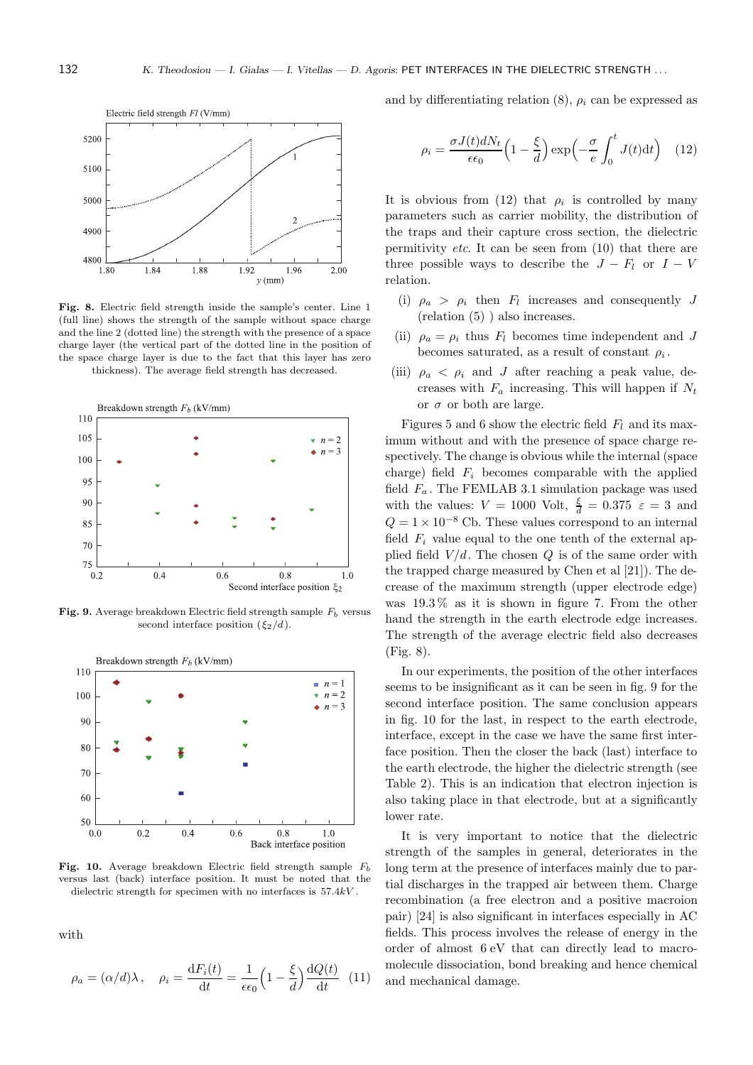Fig. 8. Electric field strength inside the sample's center. Line 1 (full line) shows the strength of the sample without space charge and the line 2 (dotted line) the strength with the presence of a space charge layer (the vertical part of the dotted line in the position of the space charge layer is due to the fact that this layer has zero thickness). The average field strength has decreased.

Fig. 9. Average breakdown Electric field strength sample $F_b$ versus second interface position ($\xi_2/d$).

Fig. 10. Average breakdown Electric field strength sample $F_b$ versus last (back) interface position. It must be noted that the dielectric strength for specimen with no interfaces is $57.4kV$.

with

$$\rho_a = (\alpha/d)\lambda\,, \quad \rho_i = \frac{\mathrm{d}F_i(t)}{\mathrm{d}t} = \frac{1}{\epsilon\epsilon_0}\Big(1 - \frac{\xi}{d}\Big)\frac{\mathrm{d}Q(t)}{\mathrm{d}t} \tag{11}$$

and by differentiating relation (8), $\rho_i$ can be expressed as

$$\rho_i = \frac{\sigma J(t) d N_t}{\epsilon\epsilon_0}\Big(1 - \frac{\xi}{d}\Big)\exp\Big(-\frac{\sigma}{e}\int_0^t J(t)\mathrm{d}t\Big) \tag{12}$$

It is obvious from (12) that $\rho_i$ is controlled by many parameters such as carrier mobility, the distribution of the traps and their capture cross section, the dielectric permitivity *etc.* It can be seen from (10) that there are three possible ways to describe the $J - F_l$ or $I - V$ relation.

(i) $\rho_a > \rho_i$ then $F_l$ increases and consequently $J$ (relation (5) ) also increases.

(ii) $\rho_a = \rho_i$ thus $F_l$ becomes time independent and $J$ becomes saturated, as a result of constant $\rho_i$.

(iii) $\rho_a < \rho_i$ and $J$ after reaching a peak value, decreases with $F_a$ increasing. This will happen if $N_t$ or $\sigma$ or both are large.

Figures 5 and 6 show the electric field $F_l$ and its maximum without and with the presence of space charge respectively. The change is obvious while the internal (space charge) field $F_i$ becomes comparable with the applied field $F_a$. The FEMLAB 3.1 simulation package was used with the values: $V = 1000$ Volt, $\frac{\xi}{d} = 0.375$ $\varepsilon = 3$ and $Q = 1 \times 10^{-8}$ Cb. These values correspond to an internal field $F_i$ value equal to the one tenth of the external applied field $V/d$. The chosen $Q$ is of the same order with the trapped charge measured by Chen et al [21]). The decrease of the maximum strength (upper electrode edge) was 19.3 % as it is shown in figure 7. From the other hand the strength in the earth electrode edge increases. The strength of the average electric field also decreases (Fig. 8).

In our experiments, the position of the other interfaces seems to be insignificant as it can be seen in fig. 9 for the second interface position. The same conclusion appears in fig. 10 for the last, in respect to the earth electrode, interface, except in the case we have the same first interface position. Then the closer the back (last) interface to the earth electrode, the higher the dielectric strength (see Table 2). This is an indication that electron injection is also taking place in that electrode, but at a significantly lower rate.

It is very important to notice that the dielectric strength of the samples in general, deteriorates in the long term at the presence of interfaces mainly due to partial discharges in the trapped air between them. Charge recombination (a free electron and a positive macroion pair) [24] is also significant in interfaces especially in AC fields. This process involves the release of energy in the order of almost 6 eV that can directly lead to macromolecule dissociation, bond breaking and hence chemical and mechanical damage.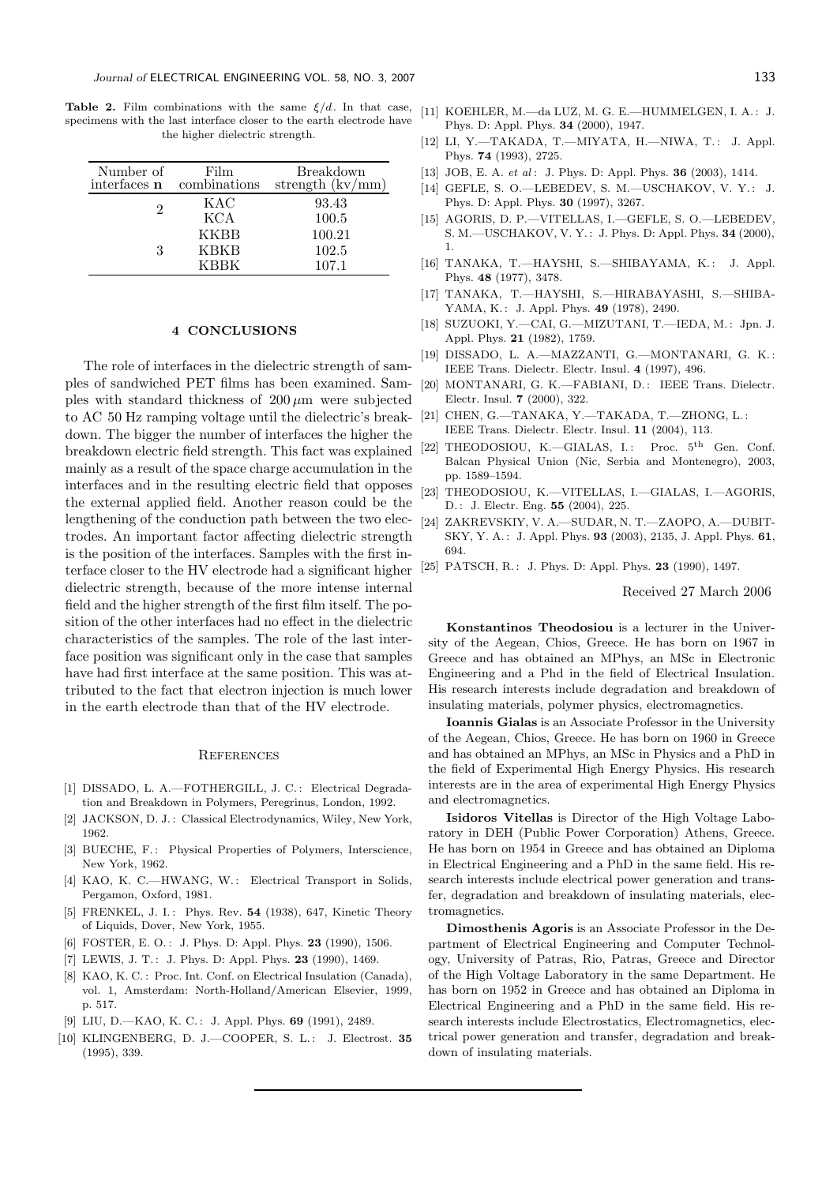**Table 2.** Film combinations with the same $\xi/d$. In that case, specimens with the last interface closer to the earth electrode have the higher dielectric strength.

| Number of interfaces **n** | Film combinations | Breakdown strength (kv/mm) |
|---|---|---|
| 2 | KAC | 93.43 |
| | KCA | 100.5 |
| 3 | KKBB | 100.21 |
| | KBKB | 102.5 |
| | KBBK | 107.1 |

## 4 CONCLUSIONS

The role of interfaces in the dielectric strength of samples of sandwiched PET films has been examined. Samples with standard thickness of $200\,\mu$m were subjected to AC 50 Hz ramping voltage until the dielectric's breakdown. The bigger the number of interfaces the higher the breakdown electric field strength. This fact was explained mainly as a result of the space charge accumulation in the interfaces and in the resulting electric field that opposes the external applied field. Another reason could be the lengthening of the conduction path between the two electrodes. An important factor affecting dielectric strength is the position of the interfaces. Samples with the first interface closer to the HV electrode had a significant higher dielectric strength, because of the more intense internal field and the higher strength of the first film itself. The position of the other interfaces had no effect in the dielectric characteristics of the samples. The role of the last interface position was significant only in the case that samples have had first interface at the same position. This was attributed to the fact that electron injection is much lower in the earth electrode than that of the HV electrode.

## References

[1] DISSADO, L. A.—FOTHERGILL, J. C.: Electrical Degradation and Breakdown in Polymers, Peregrinus, London, 1992.

[2] JACKSON, D. J.: Classical Electrodynamics, Wiley, New York, 1962.

[3] BUECHE, F.: Physical Properties of Polymers, Interscience, New York, 1962.

[4] KAO, K. C.—HWANG, W.: Electrical Transport in Solids, Pergamon, Oxford, 1981.

[5] FRENKEL, J. I.: Phys. Rev. **54** (1938), 647, Kinetic Theory of Liquids, Dover, New York, 1955.

[6] FOSTER, E. O.: J. Phys. D: Appl. Phys. **23** (1990), 1506.

[7] LEWIS, J. T.: J. Phys. D: Appl. Phys. **23** (1990), 1469.

[8] KAO, K. C.: Proc. Int. Conf. on Electrical Insulation (Canada), vol. 1, Amsterdam: North-Holland/American Elsevier, 1999, p. 517.

[9] LIU, D.—KAO, K. C.: J. Appl. Phys. **69** (1991), 2489.

[10] KLINGENBERG, D. J.—COOPER, S. L.: J. Electrost. **35** (1995), 339.

[11] KOEHLER, M.—da LUZ, M. G. E.—HUMMELGEN, I. A.: J. Phys. D: Appl. Phys. **34** (2000), 1947.

[12] LI, Y.—TAKADA, T.—MIYATA, H.—NIWA, T.: J. Appl. Phys. **74** (1993), 2725.

[13] JOB, E. A. *et al*: J. Phys. D: Appl. Phys. **36** (2003), 1414.

[14] GEFLE, S. O.—LEBEDEV, S. M.—USCHAKOV, V. Y.: J. Phys. D: Appl. Phys. **30** (1997), 3267.

[15] AGORIS, D. P.—VITELLAS, I.—GEFLE, S. O.—LEBEDEV, S. M.—USCHAKOV, V. Y.: J. Phys. D: Appl. Phys. **34** (2000), 1.

[16] TANAKA, T.—HAYSHI, S.—SHIBAYAMA, K.: J. Appl. Phys. **48** (1977), 3478.

[17] TANAKA, T.—HAYSHI, S.—HIRABAYASHI, S.—SHIBAYAMA, K.: J. Appl. Phys. **49** (1978), 2490.

[18] SUZUOKI, Y.—CAI, G.—MIZUTANI, T.—IEDA, M.: Jpn. J. Appl. Phys. **21** (1982), 1759.

[19] DISSADO, L. A.—MAZZANTI, G.—MONTANARI, G. K.: IEEE Trans. Dielectr. Electr. Insul. **4** (1997), 496.

[20] MONTANARI, G. K.—FABIANI, D.: IEEE Trans. Dielectr. Electr. Insul. **7** (2000), 322.

[21] CHEN, G.—TANAKA, Y.—TAKADA, T.—ZHONG, L.: IEEE Trans. Dielectr. Electr. Insul. **11** (2004), 113.

[22] THEODOSIOU, K.—GIALAS, I.: Proc. 5th Gen. Conf. Balcan Physical Union (Nic, Serbia and Montenegro), 2003, pp. 1589–1594.

[23] THEODOSIOU, K.—VITELLAS, I.—GIALAS, I.—AGORIS, D.: J. Electr. Eng. **55** (2004), 225.

[24] ZAKREVSKIY, V. A.—SUDAR, N. T.—ZAOPO, A.—DUBITSKY, Y. A.: J. Appl. Phys. **93** (2003), 2135, J. Appl. Phys. **61**, 694.

[25] PATSCH, R.: J. Phys. D: Appl. Phys. **23** (1990), 1497.

Received 27 March 2006

**Konstantinos Theodosiou** is a lecturer in the University of the Aegean, Chios, Greece. He has born on 1967 in Greece and has obtained an MPhys, an MSc in Electronic Engineering and a Phd in the field of Electrical Insulation. His research interests include degradation and breakdown of insulating materials, polymer physics, electromagnetics.

**Ioannis Gialas** is an Associate Professor in the University of the Aegean, Chios, Greece. He has born on 1960 in Greece and has obtained an MPhys, an MSc in Physics and a PhD in the field of Experimental High Energy Physics. His research interests are in the area of experimental High Energy Physics and electromagnetics.

**Isidoros Vitellas** is Director of the High Voltage Laboratory in DEH (Public Power Corporation) Athens, Greece. He has born on 1954 in Greece and has obtained an Diploma in Electrical Engineering and a PhD in the same field. His research interests include electrical power generation and transfer, degradation and breakdown of insulating materials, electromagnetics.

**Dimosthenis Agoris** is an Associate Professor in the Department of Electrical Engineering and Computer Technology, University of Patras, Rio, Patras, Greece and Director of the High Voltage Laboratory in the same Department. He has born on 1952 in Greece and has obtained an Diploma in Electrical Engineering and a PhD in the same field. His research interests include Electrostatics, Electromagnetics, electrical power generation and transfer, degradation and breakdown of insulating materials.